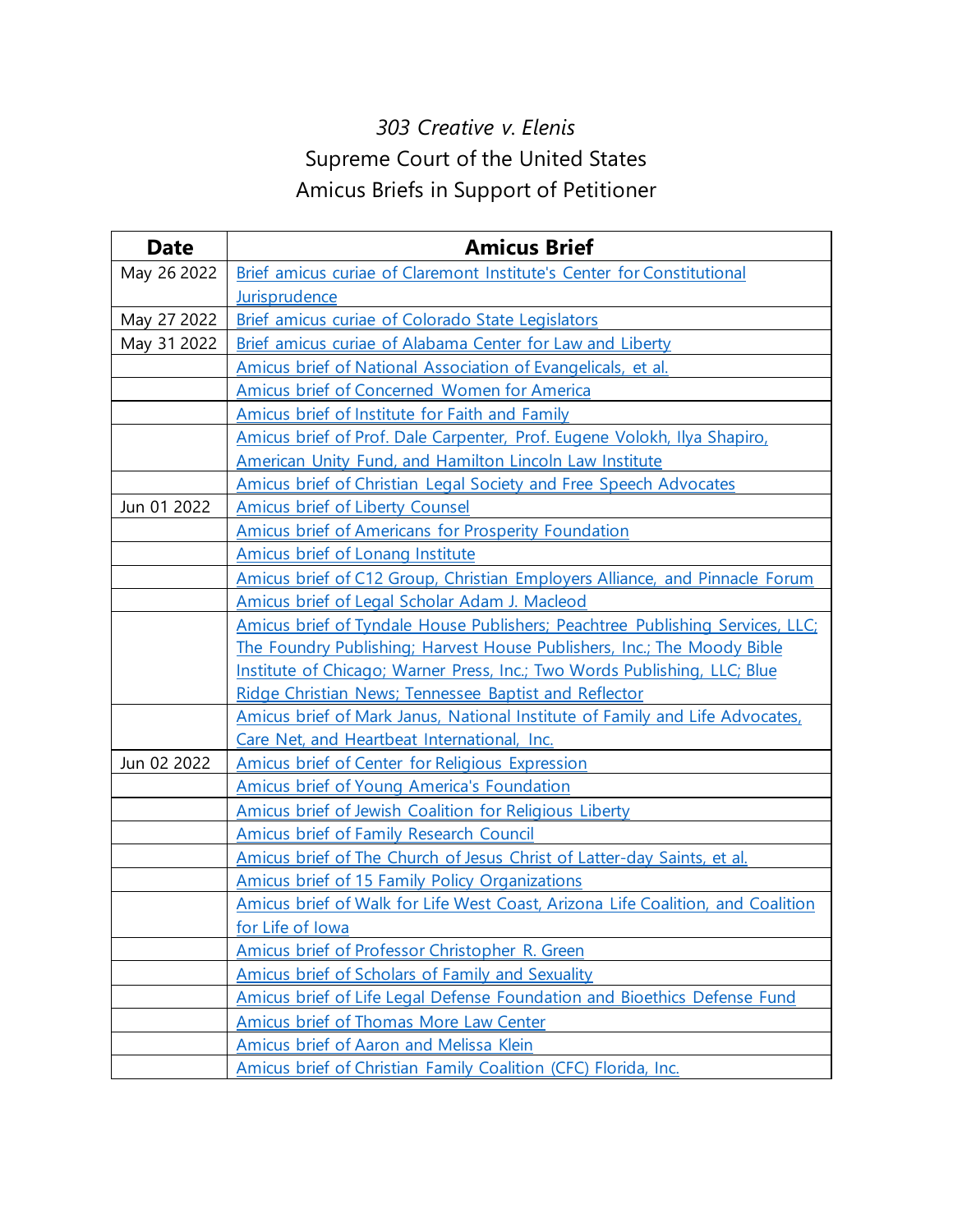*303 Creative v. Elenis*

Supreme Court of the United States

Amicus Briefs in Support of Petitioner

| Date | Amicus Brief |
|---|---|
| May 26 2022 | Brief amicus curiae of Claremont Institute's Center for Constitutional Jurisprudence |
| May 27 2022 | Brief amicus curiae of Colorado State Legislators |
| May 31 2022 | Brief amicus curiae of Alabama Center for Law and Liberty |
| | Amicus brief of National Association of Evangelicals, et al. |
| | Amicus brief of Concerned Women for America |
| | Amicus brief of Institute for Faith and Family |
| | Amicus brief of Prof. Dale Carpenter, Prof. Eugene Volokh, Ilya Shapiro, American Unity Fund, and Hamilton Lincoln Law Institute |
| | Amicus brief of Christian Legal Society and Free Speech Advocates |
| Jun 01 2022 | Amicus brief of Liberty Counsel |
| | Amicus brief of Americans for Prosperity Foundation |
| | Amicus brief of Lonang Institute |
| | Amicus brief of C12 Group, Christian Employers Alliance, and Pinnacle Forum |
| | Amicus brief of Legal Scholar Adam J. Macleod |
| | Amicus brief of Tyndale House Publishers; Peachtree Publishing Services, LLC; The Foundry Publishing; Harvest House Publishers, Inc.; The Moody Bible Institute of Chicago; Warner Press, Inc.; Two Words Publishing, LLC; Blue Ridge Christian News; Tennessee Baptist and Reflector |
| | Amicus brief of Mark Janus, National Institute of Family and Life Advocates, Care Net, and Heartbeat International, Inc. |
| Jun 02 2022 | Amicus brief of Center for Religious Expression |
| | Amicus brief of Young America's Foundation |
| | Amicus brief of Jewish Coalition for Religious Liberty |
| | Amicus brief of Family Research Council |
| | Amicus brief of The Church of Jesus Christ of Latter-day Saints, et al. |
| | Amicus brief of 15 Family Policy Organizations |
| | Amicus brief of Walk for Life West Coast, Arizona Life Coalition, and Coalition for Life of Iowa |
| | Amicus brief of Professor Christopher R. Green |
| | Amicus brief of Scholars of Family and Sexuality |
| | Amicus brief of Life Legal Defense Foundation and Bioethics Defense Fund |
| | Amicus brief of Thomas More Law Center |
| | Amicus brief of Aaron and Melissa Klein |
| | Amicus brief of Christian Family Coalition (CFC) Florida, Inc. |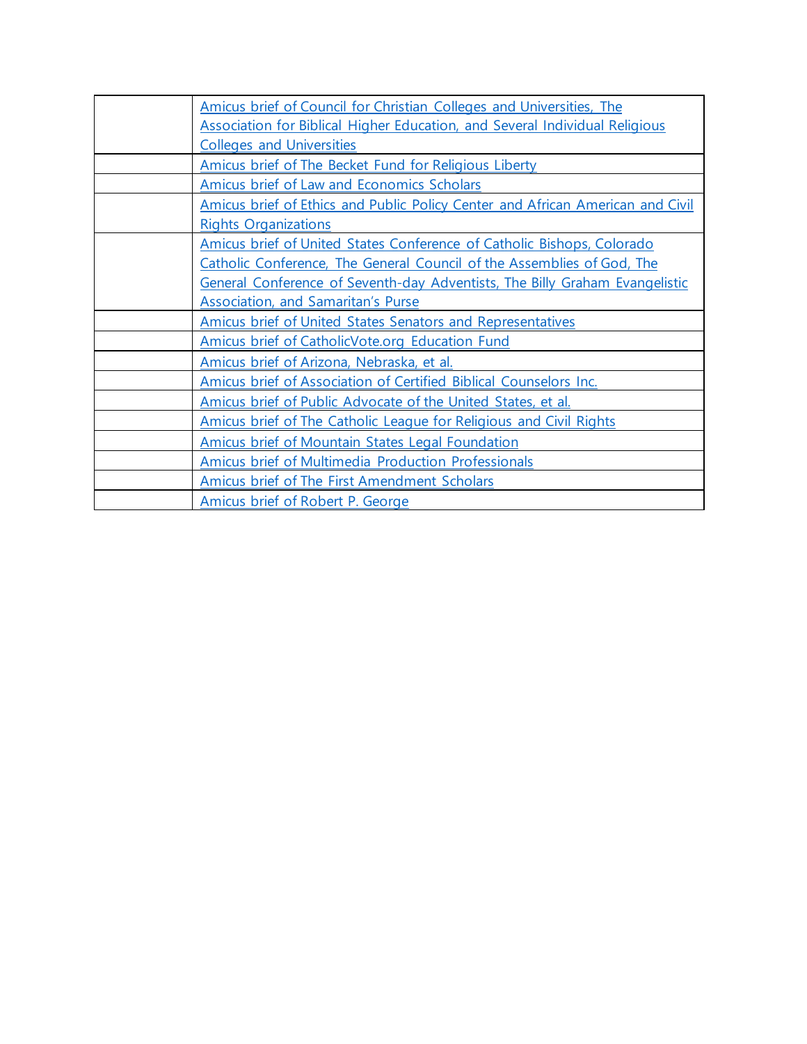| | |
|---|---|
| | Amicus brief of Council for Christian Colleges and Universities, The Association for Biblical Higher Education, and Several Individual Religious Colleges and Universities |
| | Amicus brief of The Becket Fund for Religious Liberty |
| | Amicus brief of Law and Economics Scholars |
| | Amicus brief of Ethics and Public Policy Center and African American and Civil Rights Organizations |
| | Amicus brief of United States Conference of Catholic Bishops, Colorado Catholic Conference, The General Council of the Assemblies of God, The General Conference of Seventh-day Adventists, The Billy Graham Evangelistic Association, and Samaritan's Purse |
| | Amicus brief of United States Senators and Representatives |
| | Amicus brief of CatholicVote.org Education Fund |
| | Amicus brief of Arizona, Nebraska, et al. |
| | Amicus brief of Association of Certified Biblical Counselors Inc. |
| | Amicus brief of Public Advocate of the United States, et al. |
| | Amicus brief of The Catholic League for Religious and Civil Rights |
| | Amicus brief of Mountain States Legal Foundation |
| | Amicus brief of Multimedia Production Professionals |
| | Amicus brief of The First Amendment Scholars |
| | Amicus brief of Robert P. George |